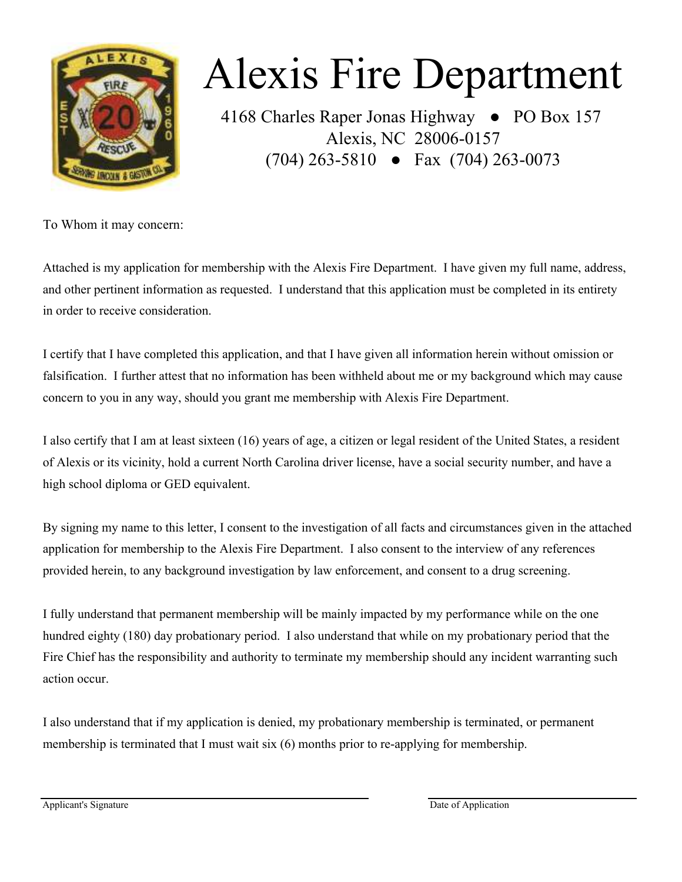# Alexis Fire Department

4168 Charles Raper Jonas Highway ● PO Box 157
Alexis, NC 28006-0157
(704) 263-5810 ● Fax (704) 263-0073

To Whom it may concern:

Attached is my application for membership with the Alexis Fire Department. I have given my full name, address, and other pertinent information as requested. I understand that this application must be completed in its entirety in order to receive consideration.

I certify that I have completed this application, and that I have given all information herein without omission or falsification. I further attest that no information has been withheld about me or my background which may cause concern to you in any way, should you grant me membership with Alexis Fire Department.

I also certify that I am at least sixteen (16) years of age, a citizen or legal resident of the United States, a resident of Alexis or its vicinity, hold a current North Carolina driver license, have a social security number, and have a high school diploma or GED equivalent.

By signing my name to this letter, I consent to the investigation of all facts and circumstances given in the attached application for membership to the Alexis Fire Department. I also consent to the interview of any references provided herein, to any background investigation by law enforcement, and consent to a drug screening.

I fully understand that permanent membership will be mainly impacted by my performance while on the one hundred eighty (180) day probationary period. I also understand that while on my probationary period that the Fire Chief has the responsibility and authority to terminate my membership should any incident warranting such action occur.

I also understand that if my application is denied, my probationary membership is terminated, or permanent membership is terminated that I must wait six (6) months prior to re-applying for membership.

Applicant's Signature

Date of Application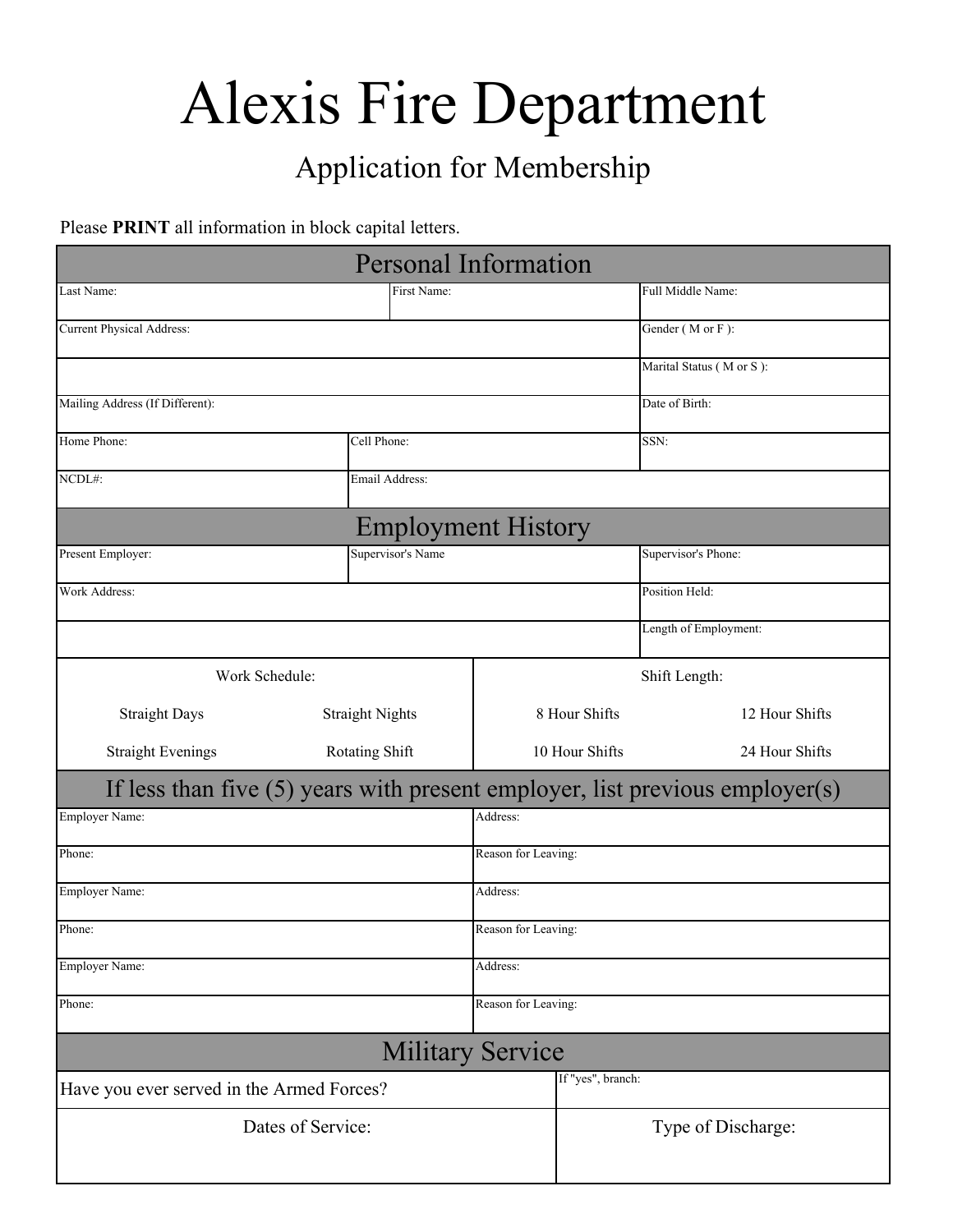# Alexis Fire Department

## Application for Membership

Please **PRINT** all information in block capital letters.

### Personal Information

| Last Name: | First Name: | Full Middle Name: |
|---|---|---|
| Current Physical Address: | | Gender ( M or F ): |
| | | Marital Status ( M or S ): |
| Mailing Address (If Different): | | Date of Birth: |
| Home Phone: | Cell Phone: | SSN: |
| NCDL#: | Email Address: | |

### Employment History

| Present Employer: | Supervisor's Name | Supervisor's Phone: |
|---|---|---|
| Work Address: | | Position Held: |
| | | Length of Employment: |

| Work Schedule: | | Shift Length: | |
|---|---|---|---|
| Straight Days | Straight Nights | 8 Hour Shifts | 12 Hour Shifts |
| Straight Evenings | Rotating Shift | 10 Hour Shifts | 24 Hour Shifts |

### If less than five (5) years with present employer, list previous employer(s)

| Employer Name: | Address: |
|---|---|
| Phone: | Reason for Leaving: |
| Employer Name: | Address: |
| Phone: | Reason for Leaving: |
| Employer Name: | Address: |
| Phone: | Reason for Leaving: |

### Military Service

| Have you ever served in the Armed Forces? | If "yes", branch: |
|---|---|
| Dates of Service: | Type of Discharge: |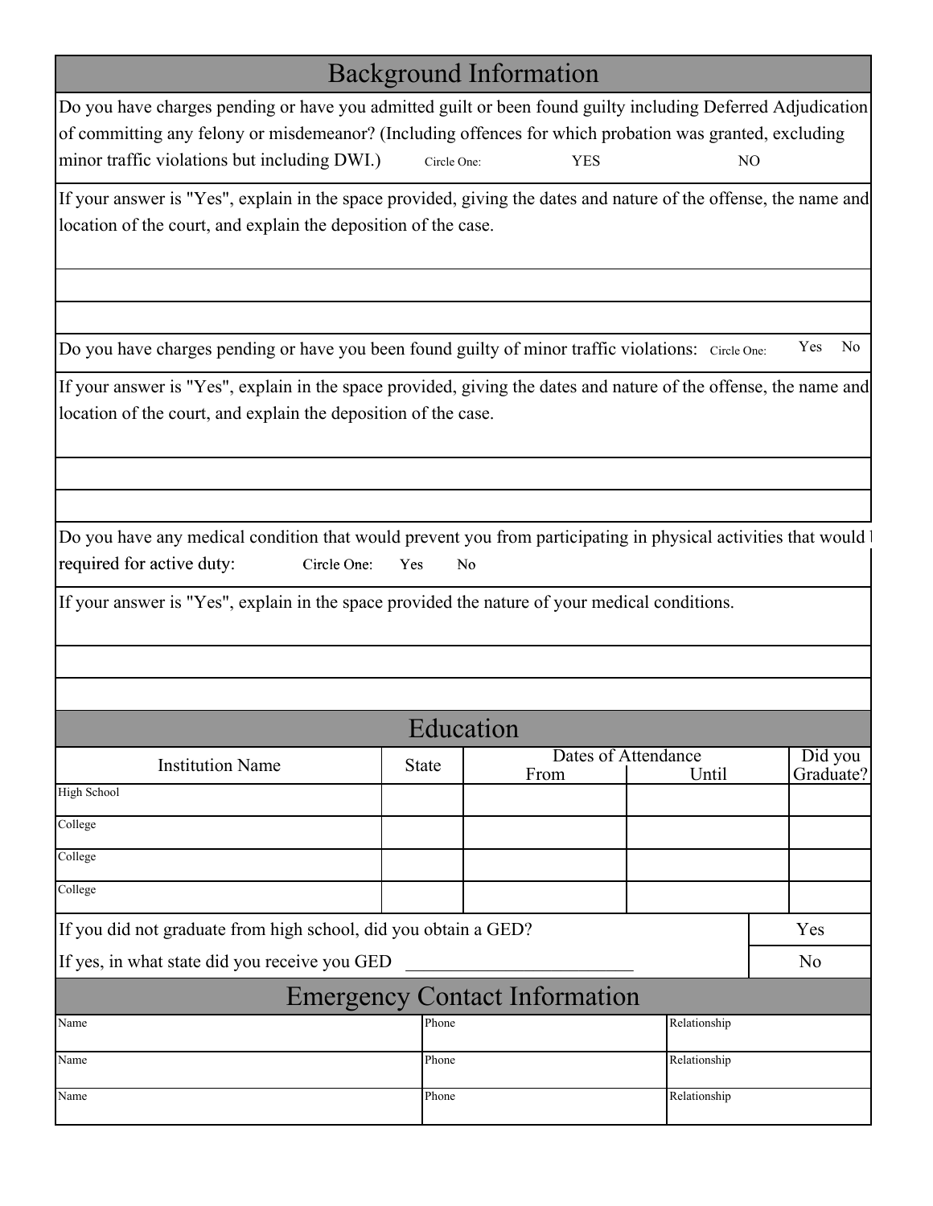## Background Information

Do you have charges pending or have you admitted guilt or been found guilty including Deferred Adjudication of committing any felony or misdemeanor? (Including offences for which probation was granted, excluding minor traffic violations but including DWI.) Circle One: YES NO

If your answer is "Yes", explain in the space provided, giving the dates and nature of the offense, the name and location of the court, and explain the deposition of the case.

Do you have charges pending or have you been found guilty of minor traffic violations: Circle One: Yes No

If your answer is "Yes", explain in the space provided, giving the dates and nature of the offense, the name and location of the court, and explain the deposition of the case.

Do you have any medical condition that would prevent you from participating in physical activities that would be required for active duty: Circle One: Yes No

If your answer is "Yes", explain in the space provided the nature of your medical conditions.

## Education

| Institution Name | State | Dates of Attendance | | Did you Graduate? |
|---|---|---|---|---|
| | | From | Until | |
| High School | | | | |
| College | | | | |
| College | | | | |
| College | | | | |

| | |
|---|---|
| If you did not graduate from high school, did you obtain a GED? | Yes |
| If yes, in what state did you receive you GED ______________________ | No |

## Emergency Contact Information

| Name | Phone | Relationship |
|---|---|---|
| Name | Phone | Relationship |
| Name | Phone | Relationship |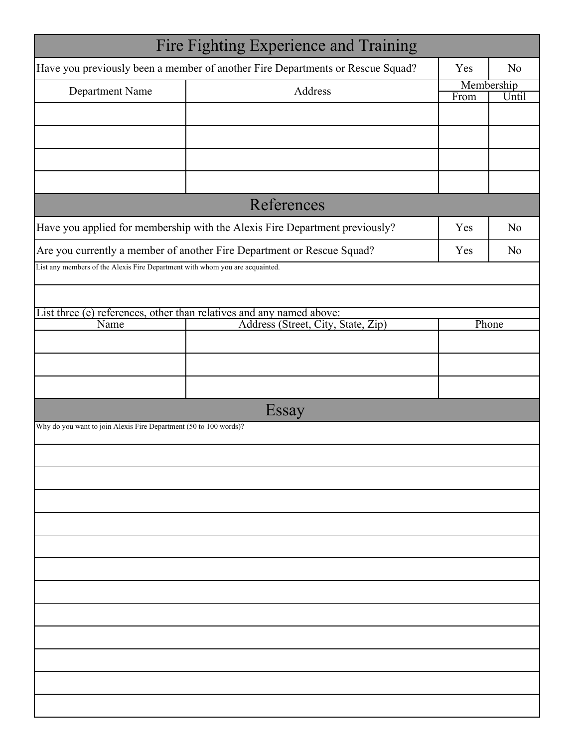## Fire Fighting Experience and Training

| Have you previously been a member of another Fire Departments or Rescue Squad? | Yes | No |
|---|---|---|

| Department Name | Address | Membership | |
|---|---|---|---|
| | | From | Until |
| | | | |
| | | | |
| | | | |
| | | | |

## References

| | | |
|---|---|---|
| Have you applied for membership with the Alexis Fire Department previously? | Yes | No |
| Are you currently a member of another Fire Department or Rescue Squad? | Yes | No |

List any members of the Alexis Fire Department with whom you are acquainted.

List three (e) references, other than relatives and any named above:

| Name | Address (Street, City, State, Zip) | Phone |
|---|---|---|
| | | |
| | | |
| | | |

## Essay

Why do you want to join Alexis Fire Department (50 to 100 words)?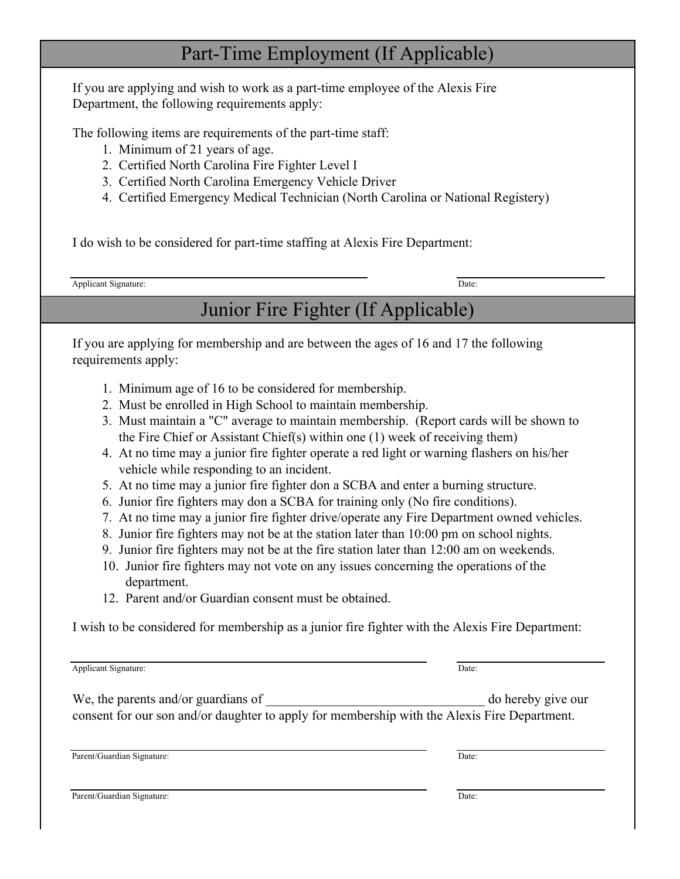## Part-Time Employment (If Applicable)

If you are applying and wish to work as a part-time employee of the Alexis Fire Department, the following requirements apply:

The following items are requirements of the part-time staff:

1. Minimum of 21 years of age.
2. Certified North Carolina Fire Fighter Level I
3. Certified North Carolina Emergency Vehicle Driver
4. Certified Emergency Medical Technician (North Carolina or National Registery)

I do wish to be considered for part-time staffing at Alexis Fire Department:

Applicant Signature: ______________________________ Date: ______________

## Junior Fire Fighter (If Applicable)

If you are applying for membership and are between the ages of 16 and 17 the following requirements apply:

1. Minimum age of 16 to be considered for membership.
2. Must be enrolled in High School to maintain membership.
3. Must maintain a "C" average to maintain membership. (Report cards will be shown to the Fire Chief or Assistant Chief(s) within one (1) week of receiving them)
4. At no time may a junior fire fighter operate a red light or warning flashers on his/her vehicle while responding to an incident.
5. At no time may a junior fire fighter don a SCBA and enter a burning structure.
6. Junior fire fighters may don a SCBA for training only (No fire conditions).
7. At no time may a junior fire fighter drive/operate any Fire Department owned vehicles.
8. Junior fire fighters may not be at the station later than 10:00 pm on school nights.
9. Junior fire fighters may not be at the fire station later than 12:00 am on weekends.
10. Junior fire fighters may not vote on any issues concerning the operations of the department.

12. Parent and/or Guardian consent must be obtained.

I wish to be considered for membership as a junior fire fighter with the Alexis Fire Department:

Applicant Signature: ______________________________ Date: ______________

We, the parents and/or guardians of ________________________________ do hereby give our consent for our son and/or daughter to apply for membership with the Alexis Fire Department.

Parent/Guardian Signature: ______________________________ Date: ______________

Parent/Guardian Signature: ______________________________ Date: ______________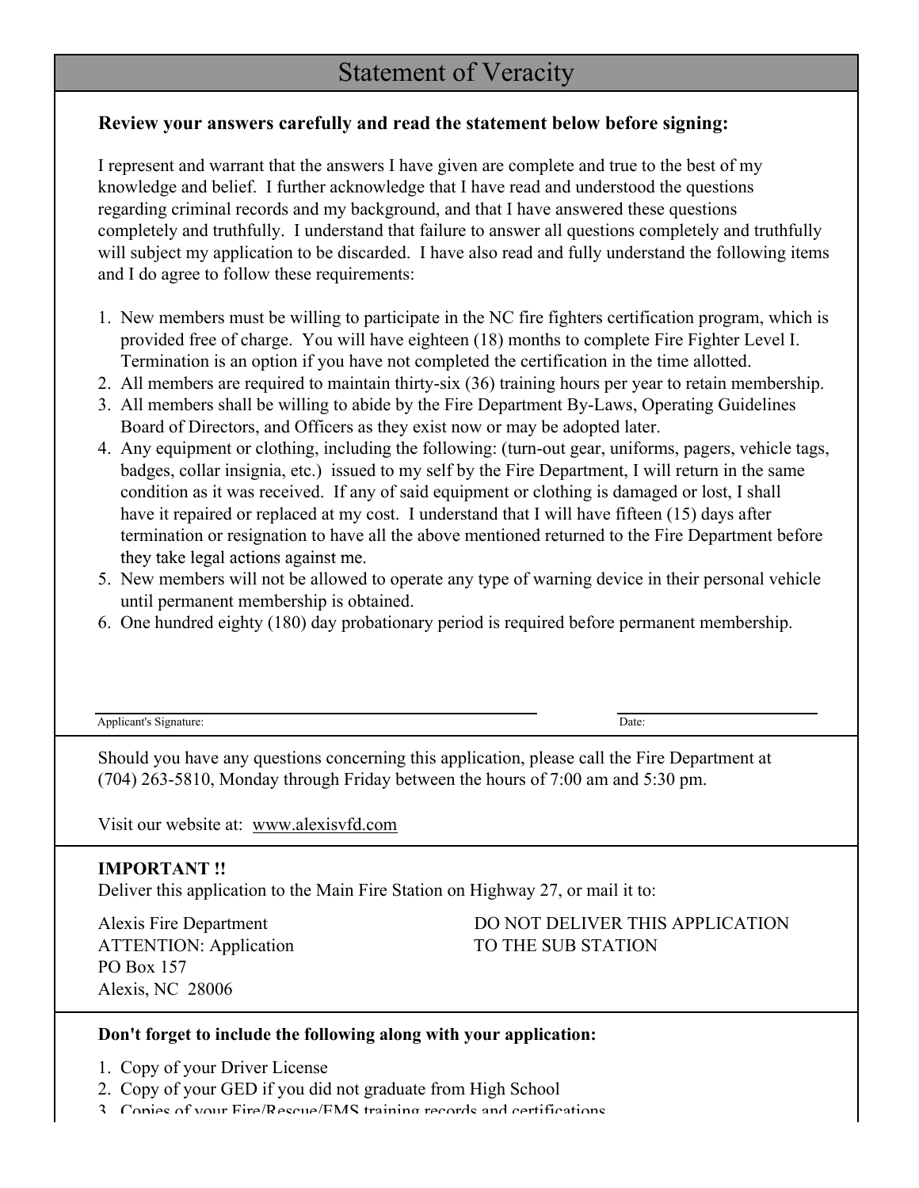# Statement of Veracity

**Review your answers carefully and read the statement below before signing:**

I represent and warrant that the answers I have given are complete and true to the best of my knowledge and belief. I further acknowledge that I have read and understood the questions regarding criminal records and my background, and that I have answered these questions completely and truthfully. I understand that failure to answer all questions completely and truthfully will subject my application to be discarded. I have also read and fully understand the following items and I do agree to follow these requirements:

1. New members must be willing to participate in the NC fire fighters certification program, which is provided free of charge. You will have eighteen (18) months to complete Fire Fighter Level I. Termination is an option if you have not completed the certification in the time allotted.
2. All members are required to maintain thirty-six (36) training hours per year to retain membership.
3. All members shall be willing to abide by the Fire Department By-Laws, Operating Guidelines Board of Directors, and Officers as they exist now or may be adopted later.
4. Any equipment or clothing, including the following: (turn-out gear, uniforms, pagers, vehicle tags, badges, collar insignia, etc.) issued to my self by the Fire Department, I will return in the same condition as it was received. If any of said equipment or clothing is damaged or lost, I shall have it repaired or replaced at my cost. I understand that I will have fifteen (15) days after termination or resignation to have all the above mentioned returned to the Fire Department before they take legal actions against me.
5. New members will not be allowed to operate any type of warning device in their personal vehicle until permanent membership is obtained.
6. One hundred eighty (180) day probationary period is required before permanent membership.

Applicant's Signature: ______________________________ Date: ______________

Should you have any questions concerning this application, please call the Fire Department at (704) 263-5810, Monday through Friday between the hours of 7:00 am and 5:30 pm.

Visit our website at: www.alexisvfd.com

**IMPORTANT !!**
Deliver this application to the Main Fire Station on Highway 27, or mail it to:

Alexis Fire Department
ATTENTION: Application
PO Box 157
Alexis, NC 28006

DO NOT DELIVER THIS APPLICATION TO THE SUB STATION

**Don't forget to include the following along with your application:**

1. Copy of your Driver License
2. Copy of your GED if you did not graduate from High School
3. Copies of your Fire/Rescue/EMS training records and certifications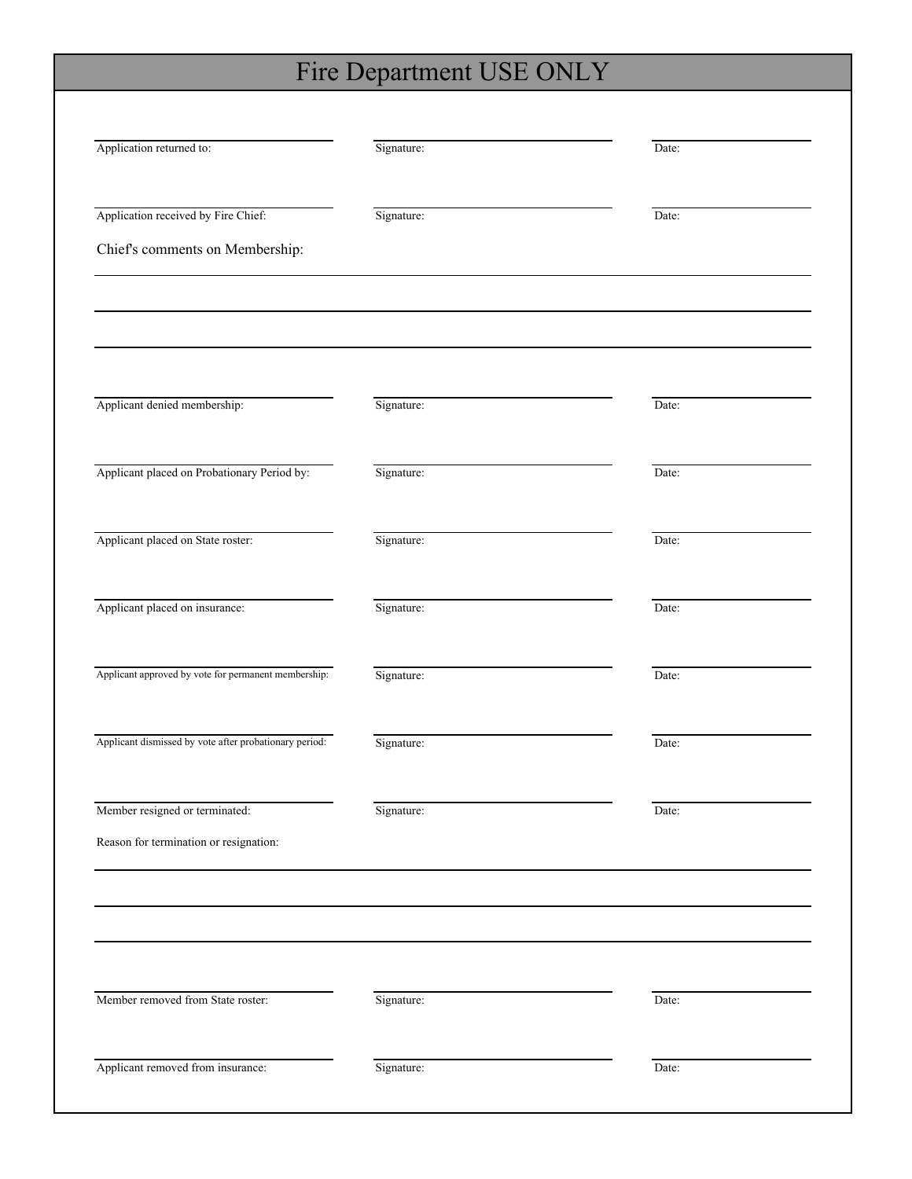# Fire Department USE ONLY

| | | |
|---|---|---|
| Application returned to: | Signature: | Date: |
| Application received by Fire Chief: | Signature: | Date: |

Chief's comments on Membership:

______________________________________________

______________________________________________

______________________________________________

| | | |
|---|---|---|
| Applicant denied membership: | Signature: | Date: |
| Applicant placed on Probationary Period by: | Signature: | Date: |
| Applicant placed on State roster: | Signature: | Date: |
| Applicant placed on insurance: | Signature: | Date: |
| Applicant approved by vote for permanent membership: | Signature: | Date: |
| Applicant dismissed by vote after probationary period: | Signature: | Date: |
| Member resigned or terminated: | Signature: | Date: |

Reason for termination or resignation:

______________________________________________

______________________________________________

______________________________________________

| | | |
|---|---|---|
| Member removed from State roster: | Signature: | Date: |
| Applicant removed from insurance: | Signature: | Date: |